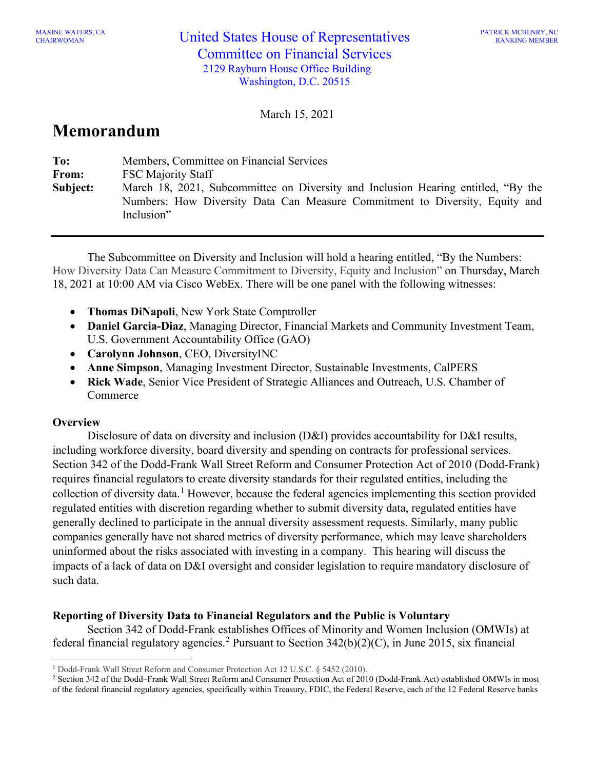MAXINE WATERS, CA
CHAIRWOMAN

United States House of Representatives
Committee on Financial Services
2129 Rayburn House Office Building
Washington, D.C. 20515

PATRICK MCHENRY, NC
RANKING MEMBER

March 15, 2021

# Memorandum

**To:** Members, Committee on Financial Services
**From:** FSC Majority Staff
**Subject:** March 18, 2021, Subcommittee on Diversity and Inclusion Hearing entitled, "By the Numbers: How Diversity Data Can Measure Commitment to Diversity, Equity and Inclusion"

---

The Subcommittee on Diversity and Inclusion will hold a hearing entitled, "By the Numbers: How Diversity Data Can Measure Commitment to Diversity, Equity and Inclusion" on Thursday, March 18, 2021 at 10:00 AM via Cisco WebEx. There will be one panel with the following witnesses:

- **Thomas DiNapoli**, New York State Comptroller
- **Daniel Garcia-Diaz**, Managing Director, Financial Markets and Community Investment Team, U.S. Government Accountability Office (GAO)
- **Carolynn Johnson**, CEO, DiversityINC
- **Anne Simpson**, Managing Investment Director, Sustainable Investments, CalPERS
- **Rick Wade**, Senior Vice President of Strategic Alliances and Outreach, U.S. Chamber of Commerce

**Overview**

Disclosure of data on diversity and inclusion (D&I) provides accountability for D&I results, including workforce diversity, board diversity and spending on contracts for professional services. Section 342 of the Dodd-Frank Wall Street Reform and Consumer Protection Act of 2010 (Dodd-Frank) requires financial regulators to create diversity standards for their regulated entities, including the collection of diversity data.[1] However, because the federal agencies implementing this section provided regulated entities with discretion regarding whether to submit diversity data, regulated entities have generally declined to participate in the annual diversity assessment requests. Similarly, many public companies generally have not shared metrics of diversity performance, which may leave shareholders uninformed about the risks associated with investing in a company. This hearing will discuss the impacts of a lack of data on D&I oversight and consider legislation to require mandatory disclosure of such data.

**Reporting of Diversity Data to Financial Regulators and the Public is Voluntary**

Section 342 of Dodd-Frank establishes Offices of Minority and Women Inclusion (OMWIs) at federal financial regulatory agencies.[2] Pursuant to Section 342(b)(2)(C), in June 2015, six financial

---

[1] Dodd-Frank Wall Street Reform and Consumer Protection Act 12 U.S.C. § 5452 (2010).

[2] Section 342 of the Dodd–Frank Wall Street Reform and Consumer Protection Act of 2010 (Dodd-Frank Act) established OMWIs in most of the federal financial regulatory agencies, specifically within Treasury, FDIC, the Federal Reserve, each of the 12 Federal Reserve banks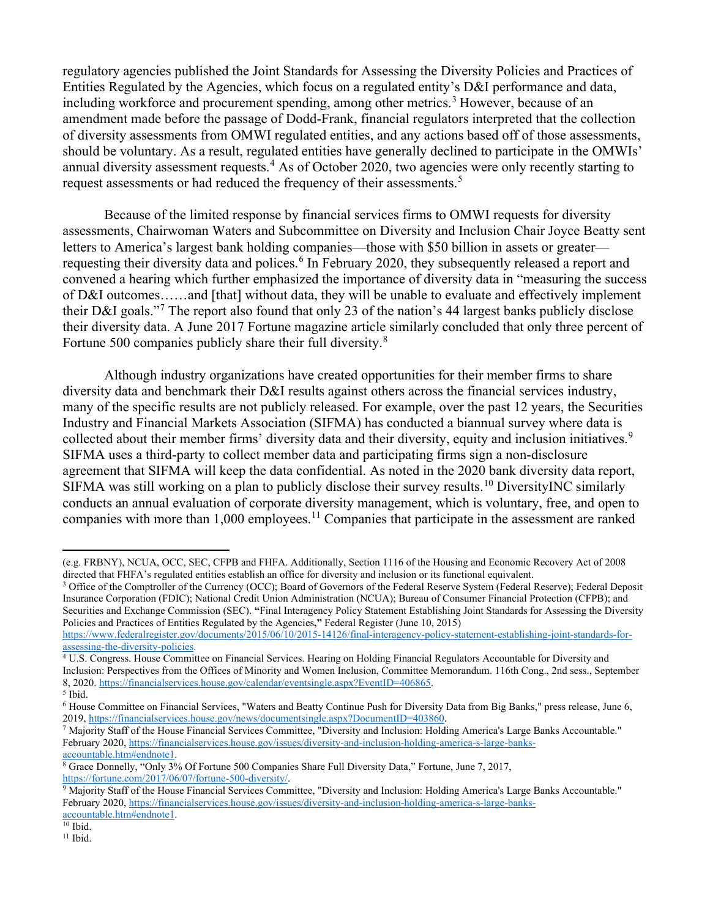regulatory agencies published the Joint Standards for Assessing the Diversity Policies and Practices of Entities Regulated by the Agencies, which focus on a regulated entity's D&I performance and data, including workforce and procurement spending, among other metrics.[3] However, because of an amendment made before the passage of Dodd-Frank, financial regulators interpreted that the collection of diversity assessments from OMWI regulated entities, and any actions based off of those assessments, should be voluntary. As a result, regulated entities have generally declined to participate in the OMWIs' annual diversity assessment requests.[4] As of October 2020, two agencies were only recently starting to request assessments or had reduced the frequency of their assessments.[5]

Because of the limited response by financial services firms to OMWI requests for diversity assessments, Chairwoman Waters and Subcommittee on Diversity and Inclusion Chair Joyce Beatty sent letters to America's largest bank holding companies—those with $50 billion in assets or greater—requesting their diversity data and polices.[6] In February 2020, they subsequently released a report and convened a hearing which further emphasized the importance of diversity data in "measuring the success of D&I outcomes……and [that] without data, they will be unable to evaluate and effectively implement their D&I goals."[7] The report also found that only 23 of the nation's 44 largest banks publicly disclose their diversity data. A June 2017 Fortune magazine article similarly concluded that only three percent of Fortune 500 companies publicly share their full diversity.[8]

Although industry organizations have created opportunities for their member firms to share diversity data and benchmark their D&I results against others across the financial services industry, many of the specific results are not publicly released. For example, over the past 12 years, the Securities Industry and Financial Markets Association (SIFMA) has conducted a biannual survey where data is collected about their member firms' diversity data and their diversity, equity and inclusion initiatives.[9] SIFMA uses a third-party to collect member data and participating firms sign a non-disclosure agreement that SIFMA will keep the data confidential. As noted in the 2020 bank diversity data report, SIFMA was still working on a plan to publicly disclose their survey results.[10] DiversityINC similarly conducts an annual evaluation of corporate diversity management, which is voluntary, free, and open to companies with more than 1,000 employees.[11] Companies that participate in the assessment are ranked

---

(e.g. FRBNY), NCUA, OCC, SEC, CFPB and FHFA. Additionally, Section 1116 of the Housing and Economic Recovery Act of 2008 directed that FHFA's regulated entities establish an office for diversity and inclusion or its functional equivalent.

[3] Office of the Comptroller of the Currency (OCC); Board of Governors of the Federal Reserve System (Federal Reserve); Federal Deposit Insurance Corporation (FDIC); National Credit Union Administration (NCUA); Bureau of Consumer Financial Protection (CFPB); and Securities and Exchange Commission (SEC). **"**Final Interagency Policy Statement Establishing Joint Standards for Assessing the Diversity Policies and Practices of Entities Regulated by the Agencies**,"** Federal Register (June 10, 2015) https://www.federalregister.gov/documents/2015/06/10/2015-14126/final-interagency-policy-statement-establishing-joint-standards-for-assessing-the-diversity-policies.

[4] U.S. Congress. House Committee on Financial Services. Hearing on Holding Financial Regulators Accountable for Diversity and Inclusion: Perspectives from the Offices of Minority and Women Inclusion, Committee Memorandum. 116th Cong., 2nd sess., September 8, 2020. https://financialservices.house.gov/calendar/eventsingle.aspx?EventID=406865.

[5] Ibid.

[6] House Committee on Financial Services, "Waters and Beatty Continue Push for Diversity Data from Big Banks," press release, June 6, 2019, https://financialservices.house.gov/news/documentsingle.aspx?DocumentID=403860.

[7] Majority Staff of the House Financial Services Committee, "Diversity and Inclusion: Holding America's Large Banks Accountable." February 2020, https://financialservices.house.gov/issues/diversity-and-inclusion-holding-america-s-large-banks-accountable.htm#endnote1.

[8] Grace Donnelly, "Only 3% Of Fortune 500 Companies Share Full Diversity Data," Fortune, June 7, 2017, https://fortune.com/2017/06/07/fortune-500-diversity/.

[9] Majority Staff of the House Financial Services Committee, "Diversity and Inclusion: Holding America's Large Banks Accountable." February 2020, https://financialservices.house.gov/issues/diversity-and-inclusion-holding-america-s-large-banks-accountable.htm#endnote1.

[10] Ibid.

[11] Ibid.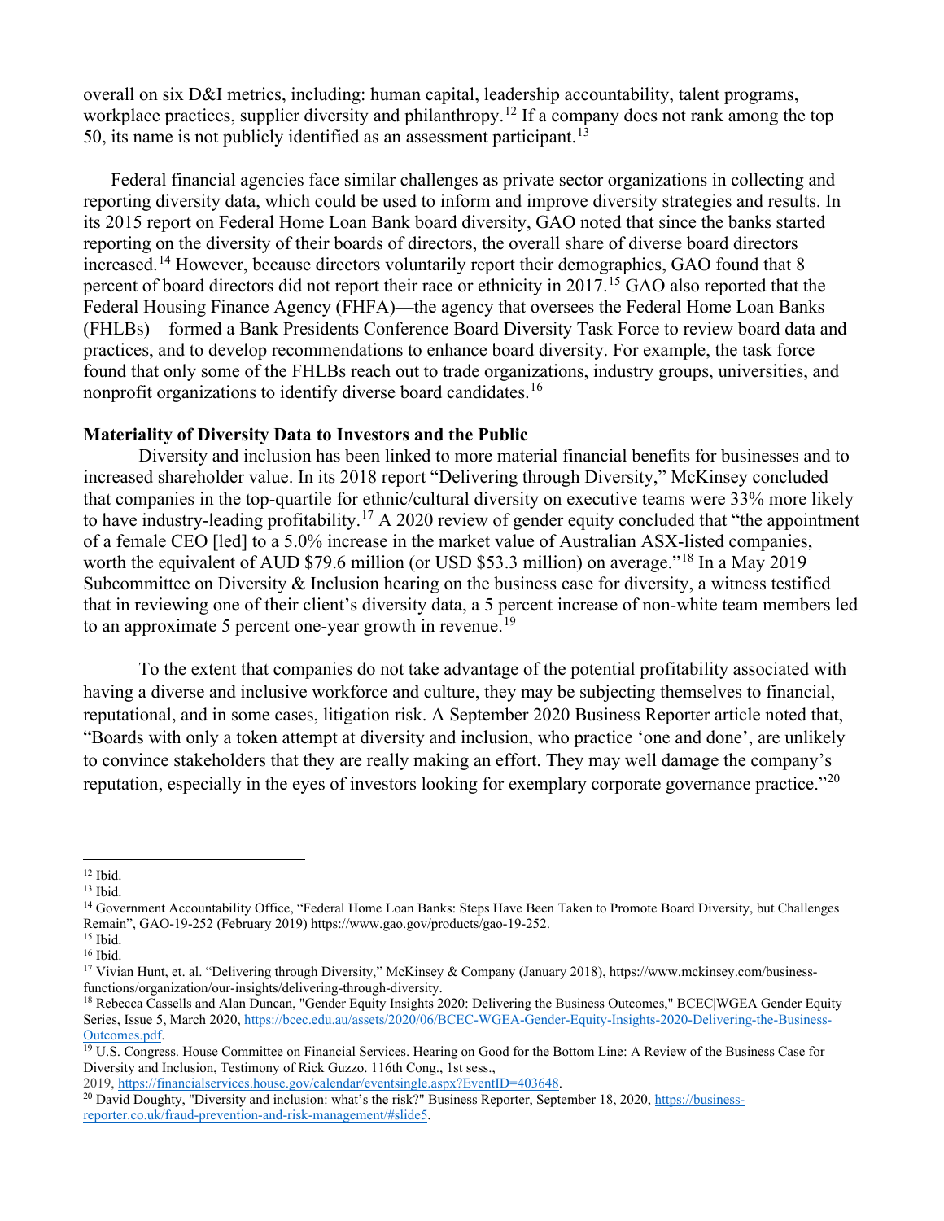overall on six D&I metrics, including: human capital, leadership accountability, talent programs, workplace practices, supplier diversity and philanthropy.[12] If a company does not rank among the top 50, its name is not publicly identified as an assessment participant.[13]

Federal financial agencies face similar challenges as private sector organizations in collecting and reporting diversity data, which could be used to inform and improve diversity strategies and results. In its 2015 report on Federal Home Loan Bank board diversity, GAO noted that since the banks started reporting on the diversity of their boards of directors, the overall share of diverse board directors increased.[14] However, because directors voluntarily report their demographics, GAO found that 8 percent of board directors did not report their race or ethnicity in 2017.[15] GAO also reported that the Federal Housing Finance Agency (FHFA)—the agency that oversees the Federal Home Loan Banks (FHLBs)—formed a Bank Presidents Conference Board Diversity Task Force to review board data and practices, and to develop recommendations to enhance board diversity. For example, the task force found that only some of the FHLBs reach out to trade organizations, industry groups, universities, and nonprofit organizations to identify diverse board candidates.[16]

**Materiality of Diversity Data to Investors and the Public**

Diversity and inclusion has been linked to more material financial benefits for businesses and to increased shareholder value. In its 2018 report "Delivering through Diversity," McKinsey concluded that companies in the top-quartile for ethnic/cultural diversity on executive teams were 33% more likely to have industry-leading profitability.[17] A 2020 review of gender equity concluded that "the appointment of a female CEO [led] to a 5.0% increase in the market value of Australian ASX-listed companies, worth the equivalent of AUD $79.6 million (or USD $53.3 million) on average."[18] In a May 2019 Subcommittee on Diversity & Inclusion hearing on the business case for diversity, a witness testified that in reviewing one of their client's diversity data, a 5 percent increase of non-white team members led to an approximate 5 percent one-year growth in revenue.[19]

To the extent that companies do not take advantage of the potential profitability associated with having a diverse and inclusive workforce and culture, they may be subjecting themselves to financial, reputational, and in some cases, litigation risk. A September 2020 Business Reporter article noted that, "Boards with only a token attempt at diversity and inclusion, who practice 'one and done', are unlikely to convince stakeholders that they are really making an effort. They may well damage the company's reputation, especially in the eyes of investors looking for exemplary corporate governance practice."[20]

---

[12] Ibid.

[13] Ibid.

[14] Government Accountability Office, "Federal Home Loan Banks: Steps Have Been Taken to Promote Board Diversity, but Challenges Remain", GAO-19-252 (February 2019) https://www.gao.gov/products/gao-19-252.

[15] Ibid.

[16] Ibid.

[17] Vivian Hunt, et. al. "Delivering through Diversity," McKinsey & Company (January 2018), https://www.mckinsey.com/business-functions/organization/our-insights/delivering-through-diversity.

[18] Rebecca Cassells and Alan Duncan, "Gender Equity Insights 2020: Delivering the Business Outcomes," BCEC|WGEA Gender Equity Series, Issue 5, March 2020, https://bcec.edu.au/assets/2020/06/BCEC-WGEA-Gender-Equity-Insights-2020-Delivering-the-Business-Outcomes.pdf.

[19] U.S. Congress. House Committee on Financial Services. Hearing on Good for the Bottom Line: A Review of the Business Case for Diversity and Inclusion, Testimony of Rick Guzzo. 116th Cong., 1st sess., 2019, https://financialservices.house.gov/calendar/eventsingle.aspx?EventID=403648.

[20] David Doughty, "Diversity and inclusion: what's the risk?" Business Reporter, September 18, 2020, https://business-reporter.co.uk/fraud-prevention-and-risk-management/#slide5.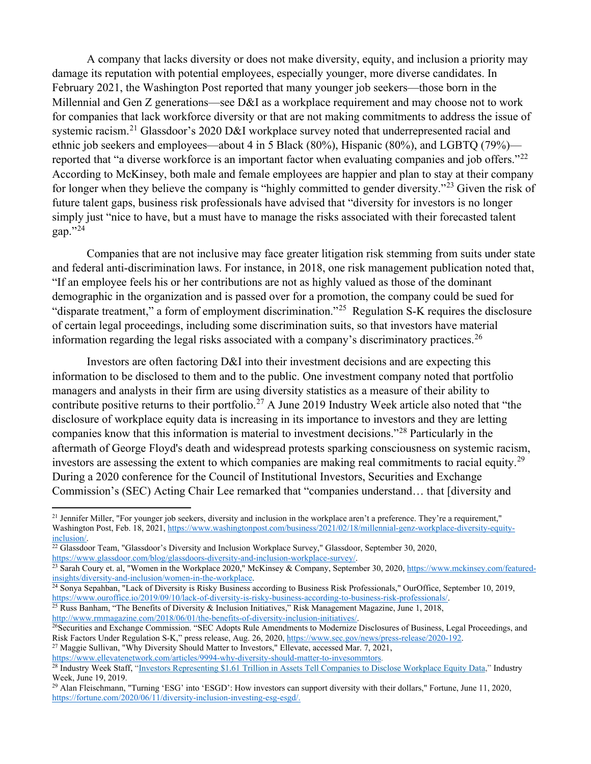A company that lacks diversity or does not make diversity, equity, and inclusion a priority may damage its reputation with potential employees, especially younger, more diverse candidates. In February 2021, the Washington Post reported that many younger job seekers—those born in the Millennial and Gen Z generations—see D&I as a workplace requirement and may choose not to work for companies that lack workforce diversity or that are not making commitments to address the issue of systemic racism.[21] Glassdoor's 2020 D&I workplace survey noted that underrepresented racial and ethnic job seekers and employees—about 4 in 5 Black (80%), Hispanic (80%), and LGBTQ (79%)—reported that "a diverse workforce is an important factor when evaluating companies and job offers."[22] According to McKinsey, both male and female employees are happier and plan to stay at their company for longer when they believe the company is "highly committed to gender diversity."[23] Given the risk of future talent gaps, business risk professionals have advised that "diversity for investors is no longer simply just "nice to have, but a must have to manage the risks associated with their forecasted talent gap."[24]

Companies that are not inclusive may face greater litigation risk stemming from suits under state and federal anti-discrimination laws. For instance, in 2018, one risk management publication noted that, "If an employee feels his or her contributions are not as highly valued as those of the dominant demographic in the organization and is passed over for a promotion, the company could be sued for "disparate treatment," a form of employment discrimination."[25] Regulation S-K requires the disclosure of certain legal proceedings, including some discrimination suits, so that investors have material information regarding the legal risks associated with a company's discriminatory practices.[26]

Investors are often factoring D&I into their investment decisions and are expecting this information to be disclosed to them and to the public. One investment company noted that portfolio managers and analysts in their firm are using diversity statistics as a measure of their ability to contribute positive returns to their portfolio.[27] A June 2019 Industry Week article also noted that "the disclosure of workplace equity data is increasing in its importance to investors and they are letting companies know that this information is material to investment decisions."[28] Particularly in the aftermath of George Floyd's death and widespread protests sparking consciousness on systemic racism, investors are assessing the extent to which companies are making real commitments to racial equity.[29] During a 2020 conference for the Council of Institutional Investors, Securities and Exchange Commission's (SEC) Acting Chair Lee remarked that "companies understand… that [diversity and

---

[21] Jennifer Miller, "For younger job seekers, diversity and inclusion in the workplace aren't a preference. They're a requirement," Washington Post, Feb. 18, 2021, https://www.washingtonpost.com/business/2021/02/18/millennial-genz-workplace-diversity-equity-inclusion/.

[22] Glassdoor Team, "Glassdoor's Diversity and Inclusion Workplace Survey," Glassdoor, September 30, 2020, https://www.glassdoor.com/blog/glassdoors-diversity-and-inclusion-workplace-survey/.

[23] Sarah Coury et. al, "Women in the Workplace 2020," McKinsey & Company, September 30, 2020, https://www.mckinsey.com/featured-insights/diversity-and-inclusion/women-in-the-workplace.

[24] Sonya Sepahban, "Lack of Diversity is Risky Business according to Business Risk Professionals," OurOffice, September 10, 2019, https://www.ouroffice.io/2019/09/10/lack-of-diversity-is-risky-business-according-to-business-risk-professionals/.

[25] Russ Banham, "The Benefits of Diversity & Inclusion Initiatives," Risk Management Magazine, June 1, 2018, http://www.rmmagazine.com/2018/06/01/the-benefits-of-diversity-inclusion-initiatives/.

[26] Securities and Exchange Commission. "SEC Adopts Rule Amendments to Modernize Disclosures of Business, Legal Proceedings, and Risk Factors Under Regulation S-K," press release, Aug. 26, 2020, https://www.sec.gov/news/press-release/2020-192.

[27] Maggie Sullivan, "Why Diversity Should Matter to Investors," Ellevate, accessed Mar. 7, 2021, https://www.ellevatenetwork.com/articles/9994-why-diversity-should-matter-to-invesommtors.

[28] Industry Week Staff, "Investors Representing $1.61 Trillion in Assets Tell Companies to Disclose Workplace Equity Data," Industry Week, June 19, 2019.

[29] Alan Fleischmann, "Turning 'ESG' into 'ESGD': How investors can support diversity with their dollars," Fortune, June 11, 2020, https://fortune.com/2020/06/11/diversity-inclusion-investing-esg-esgd/.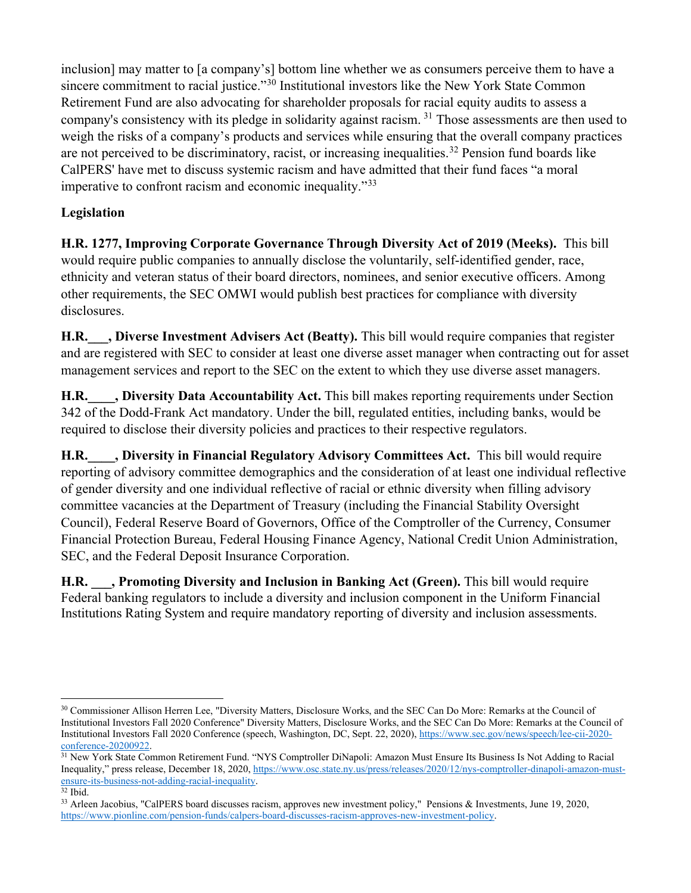inclusion] may matter to [a company's] bottom line whether we as consumers perceive them to have a sincere commitment to racial justice."[30] Institutional investors like the New York State Common Retirement Fund are also advocating for shareholder proposals for racial equity audits to assess a company's consistency with its pledge in solidarity against racism. [31] Those assessments are then used to weigh the risks of a company's products and services while ensuring that the overall company practices are not perceived to be discriminatory, racist, or increasing inequalities.[32] Pension fund boards like CalPERS' have met to discuss systemic racism and have admitted that their fund faces "a moral imperative to confront racism and economic inequality."[33]

**Legislation**

**H.R. 1277, Improving Corporate Governance Through Diversity Act of 2019 (Meeks).** This bill would require public companies to annually disclose the voluntarily, self-identified gender, race, ethnicity and veteran status of their board directors, nominees, and senior executive officers. Among other requirements, the SEC OMWI would publish best practices for compliance with diversity disclosures.

**H.R.___, Diverse Investment Advisers Act (Beatty).** This bill would require companies that register and are registered with SEC to consider at least one diverse asset manager when contracting out for asset management services and report to the SEC on the extent to which they use diverse asset managers.

**H.R.____, Diversity Data Accountability Act.** This bill makes reporting requirements under Section 342 of the Dodd-Frank Act mandatory. Under the bill, regulated entities, including banks, would be required to disclose their diversity policies and practices to their respective regulators.

**H.R.____, Diversity in Financial Regulatory Advisory Committees Act.** This bill would require reporting of advisory committee demographics and the consideration of at least one individual reflective of gender diversity and one individual reflective of racial or ethnic diversity when filling advisory committee vacancies at the Department of Treasury (including the Financial Stability Oversight Council), Federal Reserve Board of Governors, Office of the Comptroller of the Currency, Consumer Financial Protection Bureau, Federal Housing Finance Agency, National Credit Union Administration, SEC, and the Federal Deposit Insurance Corporation.

**H.R. ___, Promoting Diversity and Inclusion in Banking Act (Green).** This bill would require Federal banking regulators to include a diversity and inclusion component in the Uniform Financial Institutions Rating System and require mandatory reporting of diversity and inclusion assessments.

---

[30] Commissioner Allison Herren Lee, "Diversity Matters, Disclosure Works, and the SEC Can Do More: Remarks at the Council of Institutional Investors Fall 2020 Conference" Diversity Matters, Disclosure Works, and the SEC Can Do More: Remarks at the Council of Institutional Investors Fall 2020 Conference (speech, Washington, DC, Sept. 22, 2020), https://www.sec.gov/news/speech/lee-cii-2020-conference-20200922.

[31] New York State Common Retirement Fund. "NYS Comptroller DiNapoli: Amazon Must Ensure Its Business Is Not Adding to Racial Inequality," press release, December 18, 2020, https://www.osc.state.ny.us/press/releases/2020/12/nys-comptroller-dinapoli-amazon-must-ensure-its-business-not-adding-racial-inequality.

[32] Ibid.

[33] Arleen Jacobius, "CalPERS board discusses racism, approves new investment policy," Pensions & Investments, June 19, 2020, https://www.pionline.com/pension-funds/calpers-board-discusses-racism-approves-new-investment-policy.